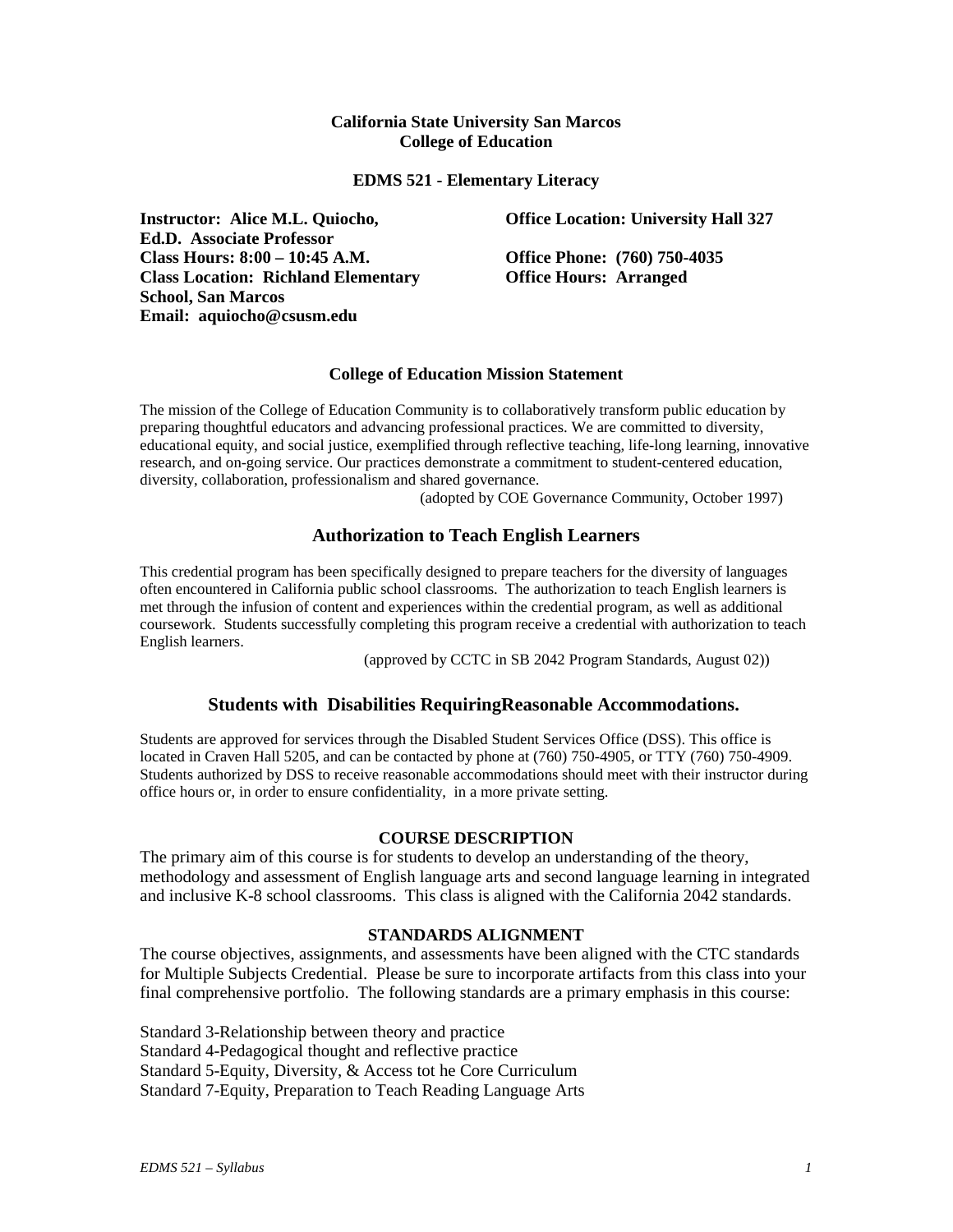**California State University San Marcos**
**College of Education**

**EDMS 521 - Elementary Literacy**

**Instructor: Alice M.L. Quiocho, Ed.D. Associate Professor**
**Class Hours: 8:00 – 10:45 A.M.**
**Class Location: Richland Elementary School, San Marcos**
**Email: aquiocho@csusm.edu**

**Office Location: University Hall 327**
**Office Phone: (760) 750-4035**
**Office Hours: Arranged**

### College of Education Mission Statement

The mission of the College of Education Community is to collaboratively transform public education by preparing thoughtful educators and advancing professional practices. We are committed to diversity, educational equity, and social justice, exemplified through reflective teaching, life-long learning, innovative research, and on-going service. Our practices demonstrate a commitment to student-centered education, diversity, collaboration, professionalism and shared governance.

(adopted by COE Governance Community, October 1997)

## Authorization to Teach English Learners

This credential program has been specifically designed to prepare teachers for the diversity of languages often encountered in California public school classrooms. The authorization to teach English learners is met through the infusion of content and experiences within the credential program, as well as additional coursework. Students successfully completing this program receive a credential with authorization to teach English learners.

(approved by CCTC in SB 2042 Program Standards, August 02))

## Students with Disabilities RequiringReasonable Accommodations.

Students are approved for services through the Disabled Student Services Office (DSS). This office is located in Craven Hall 5205, and can be contacted by phone at (760) 750-4905, or TTY (760) 750-4909. Students authorized by DSS to receive reasonable accommodations should meet with their instructor during office hours or, in order to ensure confidentiality, in a more private setting.

### COURSE DESCRIPTION

The primary aim of this course is for students to develop an understanding of the theory, methodology and assessment of English language arts and second language learning in integrated and inclusive K-8 school classrooms. This class is aligned with the California 2042 standards.

### STANDARDS ALIGNMENT

The course objectives, assignments, and assessments have been aligned with the CTC standards for Multiple Subjects Credential. Please be sure to incorporate artifacts from this class into your final comprehensive portfolio. The following standards are a primary emphasis in this course:

Standard 3-Relationship between theory and practice
Standard 4-Pedagogical thought and reflective practice
Standard 5-Equity, Diversity, & Access tot he Core Curriculum
Standard 7-Equity, Preparation to Teach Reading Language Arts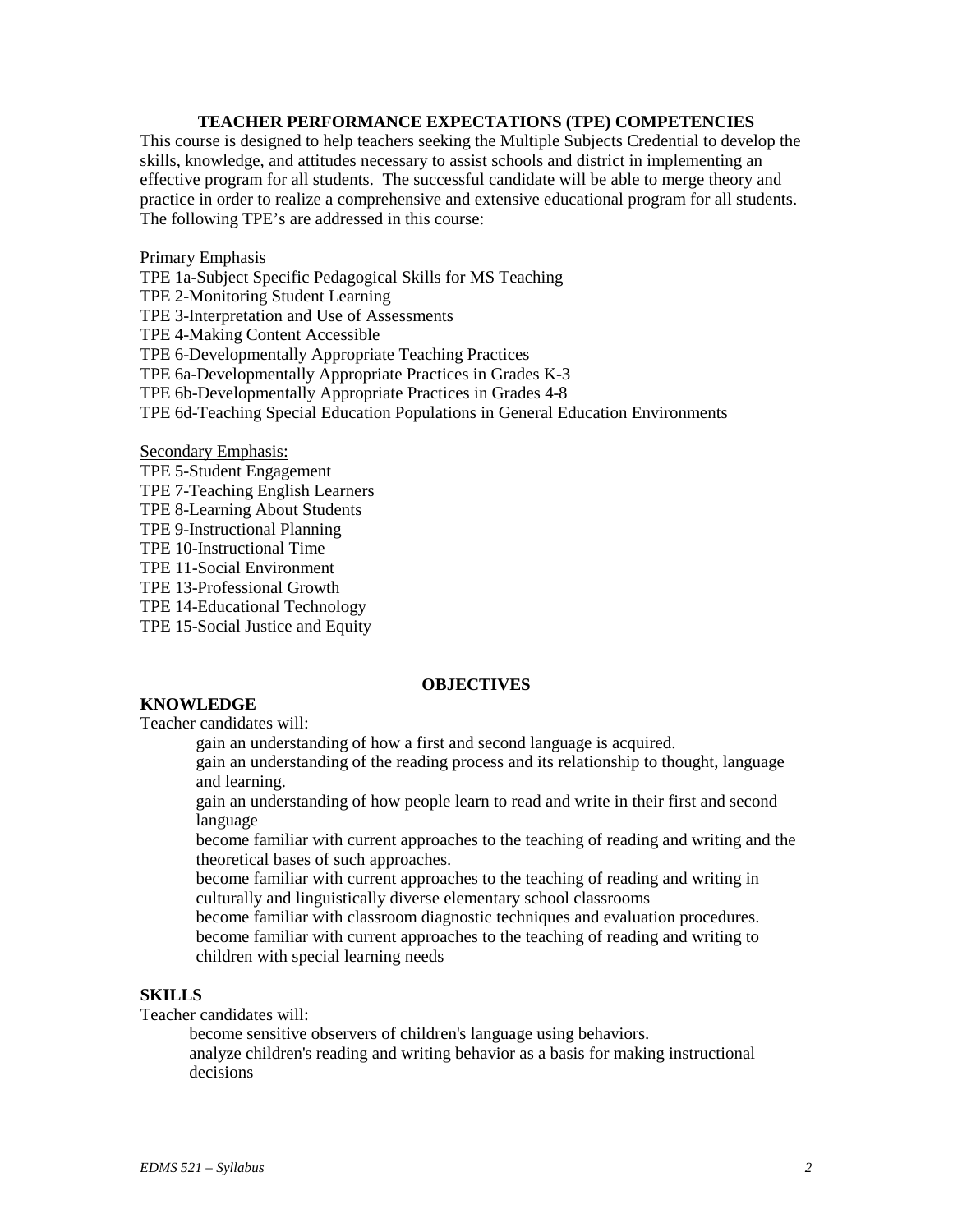## TEACHER PERFORMANCE EXPECTATIONS (TPE) COMPETENCIES

This course is designed to help teachers seeking the Multiple Subjects Credential to develop the skills, knowledge, and attitudes necessary to assist schools and district in implementing an effective program for all students. The successful candidate will be able to merge theory and practice in order to realize a comprehensive and extensive educational program for all students. The following TPE's are addressed in this course:

Primary Emphasis

TPE 1a-Subject Specific Pedagogical Skills for MS Teaching
TPE 2-Monitoring Student Learning
TPE 3-Interpretation and Use of Assessments
TPE 4-Making Content Accessible
TPE 6-Developmentally Appropriate Teaching Practices
TPE 6a-Developmentally Appropriate Practices in Grades K-3
TPE 6b-Developmentally Appropriate Practices in Grades 4-8
TPE 6d-Teaching Special Education Populations in General Education Environments

Secondary Emphasis:

TPE 5-Student Engagement
TPE 7-Teaching English Learners
TPE 8-Learning About Students
TPE 9-Instructional Planning
TPE 10-Instructional Time
TPE 11-Social Environment
TPE 13-Professional Growth
TPE 14-Educational Technology
TPE 15-Social Justice and Equity

## OBJECTIVES

### KNOWLEDGE

Teacher candidates will:

- gain an understanding of how a first and second language is acquired.
- gain an understanding of the reading process and its relationship to thought, language and learning.
- gain an understanding of how people learn to read and write in their first and second language
- become familiar with current approaches to the teaching of reading and writing and the theoretical bases of such approaches.
- become familiar with current approaches to the teaching of reading and writing in culturally and linguistically diverse elementary school classrooms
- become familiar with classroom diagnostic techniques and evaluation procedures.
- become familiar with current approaches to the teaching of reading and writing to children with special learning needs

### SKILLS

Teacher candidates will:

- become sensitive observers of children's language using behaviors.
- analyze children's reading and writing behavior as a basis for making instructional decisions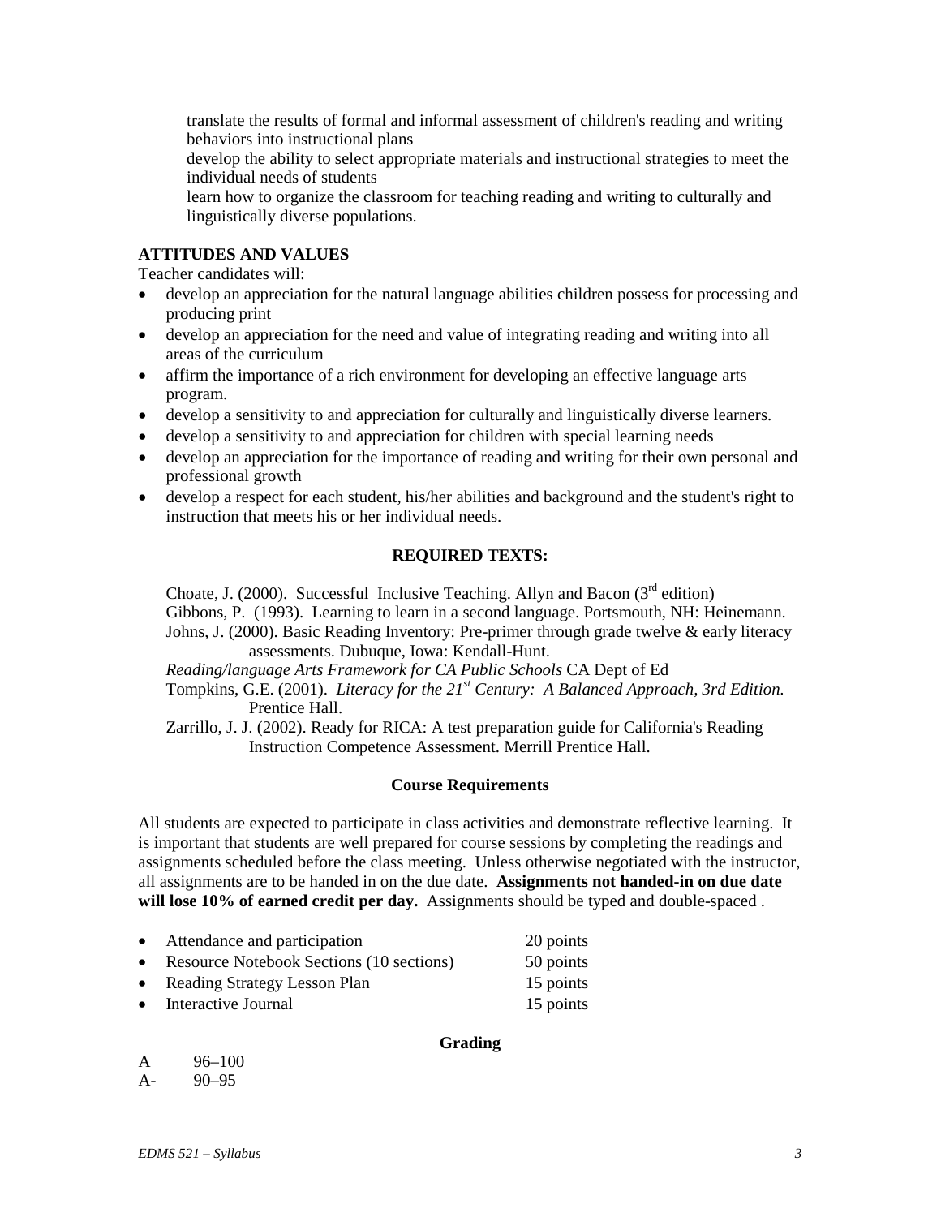translate the results of formal and informal assessment of children's reading and writing behaviors into instructional plans

develop the ability to select appropriate materials and instructional strategies to meet the individual needs of students

learn how to organize the classroom for teaching reading and writing to culturally and linguistically diverse populations.

**ATTITUDES AND VALUES**

Teacher candidates will:

- develop an appreciation for the natural language abilities children possess for processing and producing print
- develop an appreciation for the need and value of integrating reading and writing into all areas of the curriculum
- affirm the importance of a rich environment for developing an effective language arts program.
- develop a sensitivity to and appreciation for culturally and linguistically diverse learners.
- develop a sensitivity to and appreciation for children with special learning needs
- develop an appreciation for the importance of reading and writing for their own personal and professional growth
- develop a respect for each student, his/her abilities and background and the student's right to instruction that meets his or her individual needs.

**REQUIRED TEXTS:**

Choate, J. (2000). Successful Inclusive Teaching. Allyn and Bacon (3rd edition)

Gibbons, P. (1993). Learning to learn in a second language. Portsmouth, NH: Heinemann.

Johns, J. (2000). Basic Reading Inventory: Pre-primer through grade twelve & early literacy assessments. Dubuque, Iowa: Kendall-Hunt.

*Reading/language Arts Framework for CA Public Schools* CA Dept of Ed

Tompkins, G.E. (2001). *Literacy for the 21st Century: A Balanced Approach, 3rd Edition.* Prentice Hall.

Zarrillo, J. J. (2002). Ready for RICA: A test preparation guide for California's Reading Instruction Competence Assessment. Merrill Prentice Hall.

**Course Requirements**

All students are expected to participate in class activities and demonstrate reflective learning. It is important that students are well prepared for course sessions by completing the readings and assignments scheduled before the class meeting. Unless otherwise negotiated with the instructor, all assignments are to be handed in on the due date. **Assignments not handed-in on due date will lose 10% of earned credit per day.** Assignments should be typed and double-spaced .

- Attendance and participation 20 points
- Resource Notebook Sections (10 sections) 50 points
- Reading Strategy Lesson Plan 15 points
- Interactive Journal 15 points

**Grading**

A 96–100

A- 90–95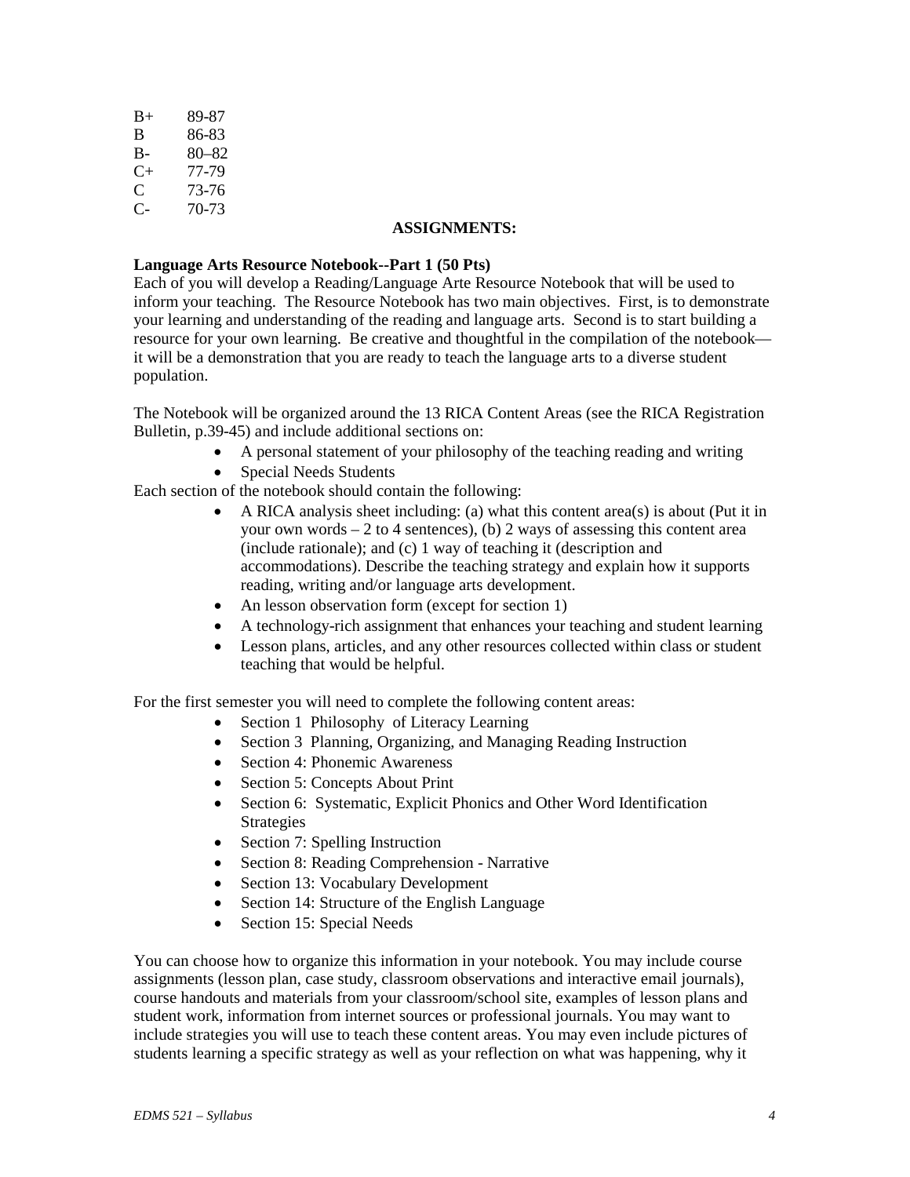| | |
|---|---|
| B+ | 89-87 |
| B | 86-83 |
| B- | 80–82 |
| C+ | 77-79 |
| C | 73-76 |
| C- | 70-73 |

## ASSIGNMENTS:

**Language Arts Resource Notebook--Part 1 (50 Pts)**

Each of you will develop a Reading/Language Arte Resource Notebook that will be used to inform your teaching. The Resource Notebook has two main objectives. First, is to demonstrate your learning and understanding of the reading and language arts. Second is to start building a resource for your own learning. Be creative and thoughtful in the compilation of the notebook—it will be a demonstration that you are ready to teach the language arts to a diverse student population.

The Notebook will be organized around the 13 RICA Content Areas (see the RICA Registration Bulletin, p.39-45) and include additional sections on:

- A personal statement of your philosophy of the teaching reading and writing
- Special Needs Students

Each section of the notebook should contain the following:

- A RICA analysis sheet including: (a) what this content area(s) is about (Put it in your own words – 2 to 4 sentences), (b) 2 ways of assessing this content area (include rationale); and (c) 1 way of teaching it (description and accommodations). Describe the teaching strategy and explain how it supports reading, writing and/or language arts development.
- An lesson observation form (except for section 1)
- A technology-rich assignment that enhances your teaching and student learning
- Lesson plans, articles, and any other resources collected within class or student teaching that would be helpful.

For the first semester you will need to complete the following content areas:

- Section 1 Philosophy of Literacy Learning
- Section 3 Planning, Organizing, and Managing Reading Instruction
- Section 4: Phonemic Awareness
- Section 5: Concepts About Print
- Section 6: Systematic, Explicit Phonics and Other Word Identification Strategies
- Section 7: Spelling Instruction
- Section 8: Reading Comprehension - Narrative
- Section 13: Vocabulary Development
- Section 14: Structure of the English Language
- Section 15: Special Needs

You can choose how to organize this information in your notebook. You may include course assignments (lesson plan, case study, classroom observations and interactive email journals), course handouts and materials from your classroom/school site, examples of lesson plans and student work, information from internet sources or professional journals. You may want to include strategies you will use to teach these content areas. You may even include pictures of students learning a specific strategy as well as your reflection on what was happening, why it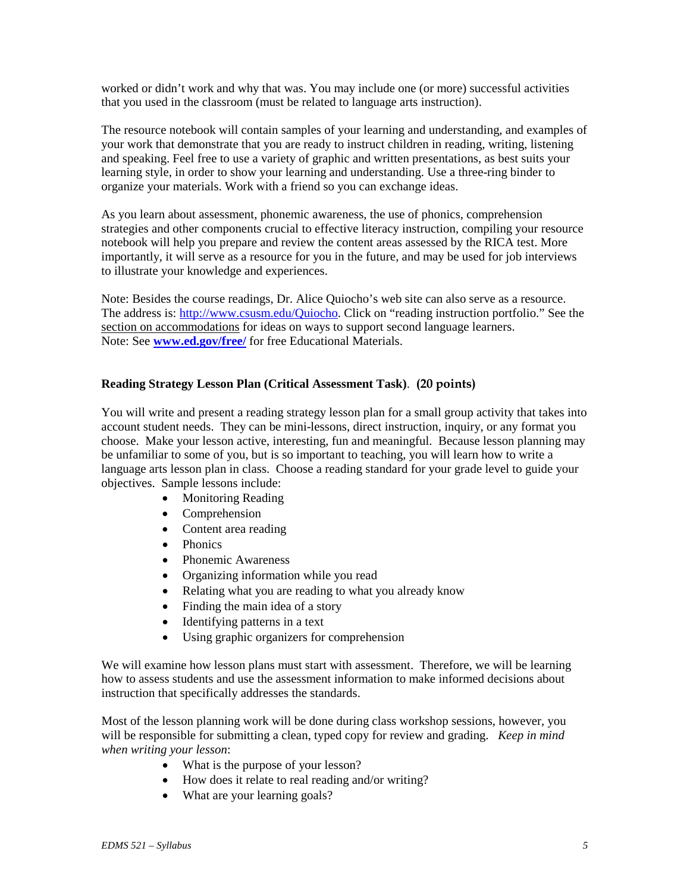worked or didn't work and why that was. You may include one (or more) successful activities that you used in the classroom (must be related to language arts instruction).

The resource notebook will contain samples of your learning and understanding, and examples of your work that demonstrate that you are ready to instruct children in reading, writing, listening and speaking. Feel free to use a variety of graphic and written presentations, as best suits your learning style, in order to show your learning and understanding. Use a three-ring binder to organize your materials. Work with a friend so you can exchange ideas.

As you learn about assessment, phonemic awareness, the use of phonics, comprehension strategies and other components crucial to effective literacy instruction, compiling your resource notebook will help you prepare and review the content areas assessed by the RICA test. More importantly, it will serve as a resource for you in the future, and may be used for job interviews to illustrate your knowledge and experiences.

Note: Besides the course readings, Dr. Alice Quiocho's web site can also serve as a resource. The address is: [http://www.csusm.edu/Quiocho](http://www.csusm.edu/Quiocho). Click on "reading instruction portfolio." See the section on accommodations for ideas on ways to support second language learners.
Note: See **[www.ed.gov/free/](http://www.ed.gov/free/)** for free Educational Materials.

**Reading Strategy Lesson Plan (Critical Assessment Task). (20 points)**

You will write and present a reading strategy lesson plan for a small group activity that takes into account student needs. They can be mini-lessons, direct instruction, inquiry, or any format you choose. Make your lesson active, interesting, fun and meaningful. Because lesson planning may be unfamiliar to some of you, but is so important to teaching, you will learn how to write a language arts lesson plan in class. Choose a reading standard for your grade level to guide your objectives. Sample lessons include:

- Monitoring Reading
- Comprehension
- Content area reading
- Phonics
- Phonemic Awareness
- Organizing information while you read
- Relating what you are reading to what you already know
- Finding the main idea of a story
- Identifying patterns in a text
- Using graphic organizers for comprehension

We will examine how lesson plans must start with assessment. Therefore, we will be learning how to assess students and use the assessment information to make informed decisions about instruction that specifically addresses the standards.

Most of the lesson planning work will be done during class workshop sessions, however, you will be responsible for submitting a clean, typed copy for review and grading. *Keep in mind when writing your lesson*:

- What is the purpose of your lesson?
- How does it relate to real reading and/or writing?
- What are your learning goals?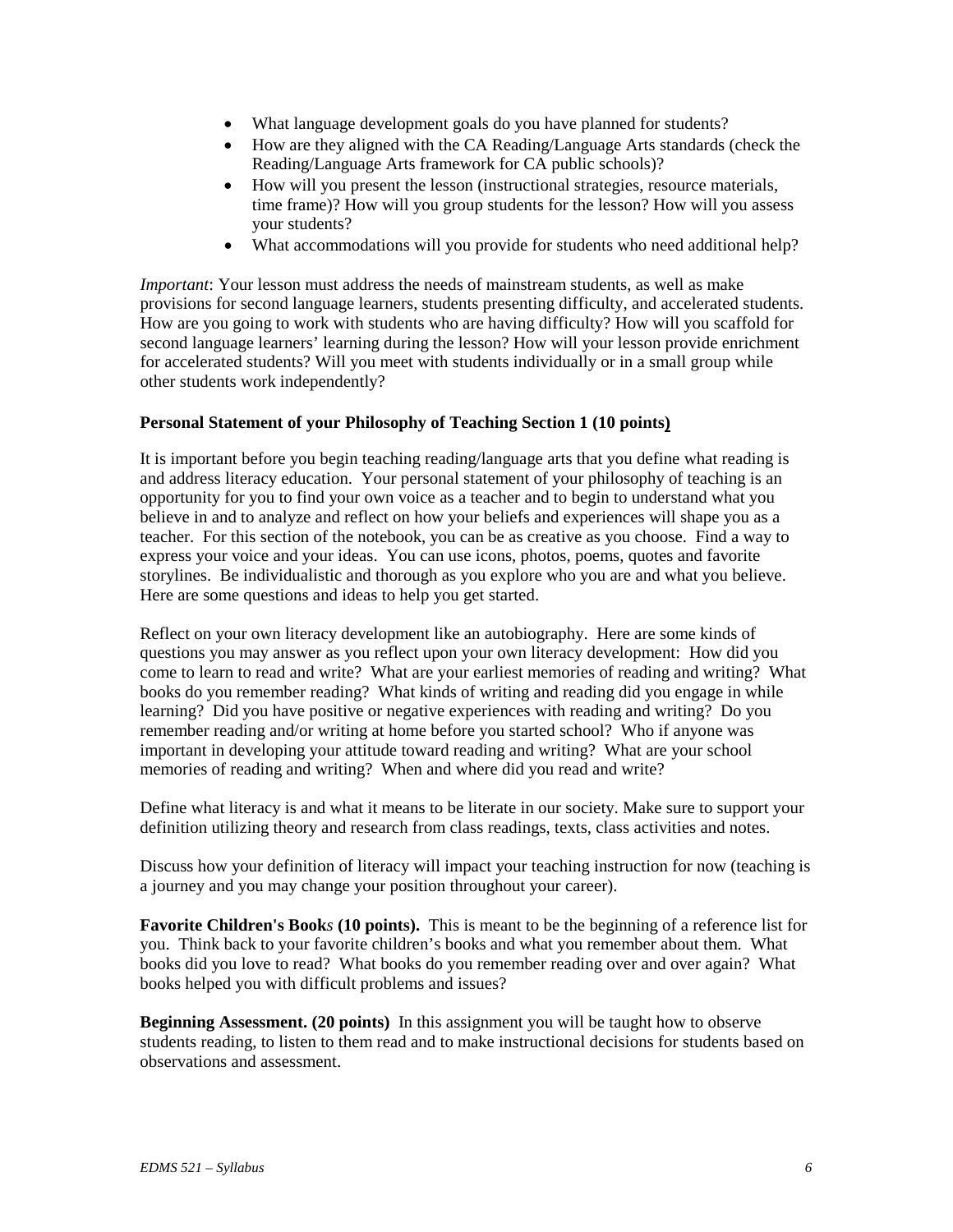- What language development goals do you have planned for students?
- How are they aligned with the CA Reading/Language Arts standards (check the Reading/Language Arts framework for CA public schools)?
- How will you present the lesson (instructional strategies, resource materials, time frame)? How will you group students for the lesson? How will you assess your students?
- What accommodations will you provide for students who need additional help?

*Important*: Your lesson must address the needs of mainstream students, as well as make provisions for second language learners, students presenting difficulty, and accelerated students. How are you going to work with students who are having difficulty? How will you scaffold for second language learners' learning during the lesson? How will your lesson provide enrichment for accelerated students? Will you meet with students individually or in a small group while other students work independently?

**Personal Statement of your Philosophy of Teaching Section 1 (10 points)**

It is important before you begin teaching reading/language arts that you define what reading is and address literacy education. Your personal statement of your philosophy of teaching is an opportunity for you to find your own voice as a teacher and to begin to understand what you believe in and to analyze and reflect on how your beliefs and experiences will shape you as a teacher. For this section of the notebook, you can be as creative as you choose. Find a way to express your voice and your ideas. You can use icons, photos, poems, quotes and favorite storylines. Be individualistic and thorough as you explore who you are and what you believe. Here are some questions and ideas to help you get started.

Reflect on your own literacy development like an autobiography. Here are some kinds of questions you may answer as you reflect upon your own literacy development: How did you come to learn to read and write? What are your earliest memories of reading and writing? What books do you remember reading? What kinds of writing and reading did you engage in while learning? Did you have positive or negative experiences with reading and writing? Do you remember reading and/or writing at home before you started school? Who if anyone was important in developing your attitude toward reading and writing? What are your school memories of reading and writing? When and where did you read and write?

Define what literacy is and what it means to be literate in our society. Make sure to support your definition utilizing theory and research from class readings, texts, class activities and notes.

Discuss how your definition of literacy will impact your teaching instruction for now (teaching is a journey and you may change your position throughout your career).

**Favorite Children's Books (10 points).** This is meant to be the beginning of a reference list for you. Think back to your favorite children's books and what you remember about them. What books did you love to read? What books do you remember reading over and over again? What books helped you with difficult problems and issues?

**Beginning Assessment. (20 points)** In this assignment you will be taught how to observe students reading, to listen to them read and to make instructional decisions for students based on observations and assessment.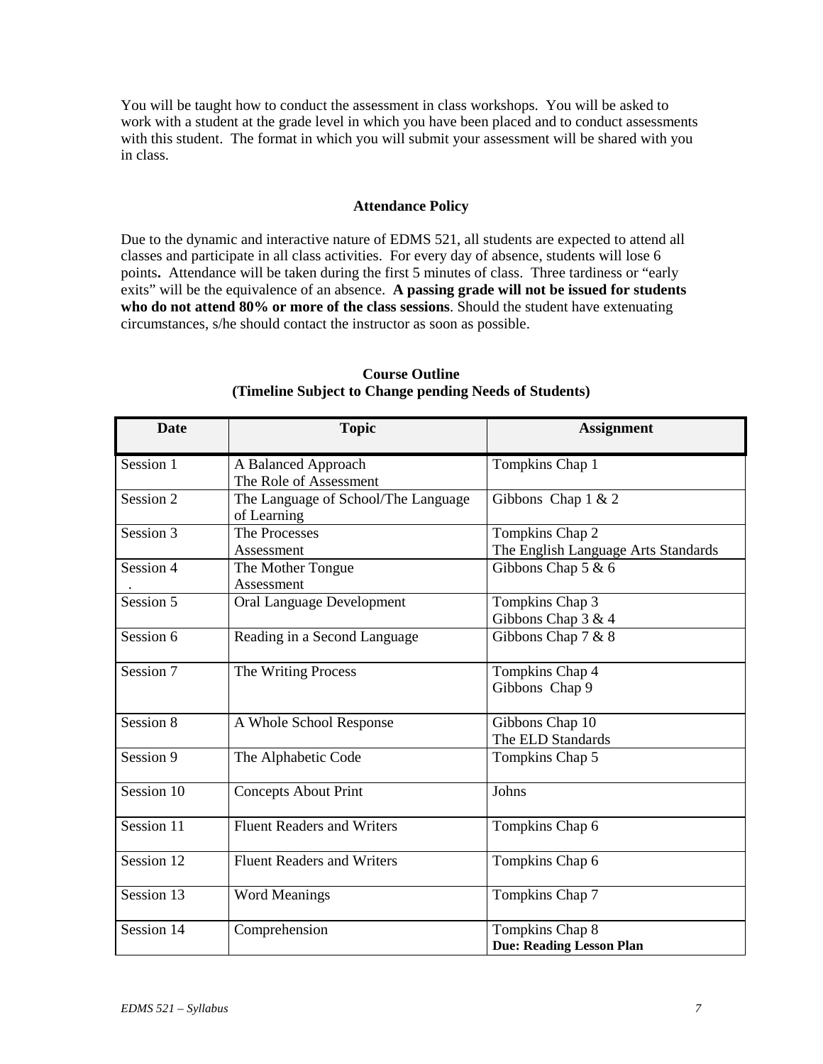You will be taught how to conduct the assessment in class workshops. You will be asked to work with a student at the grade level in which you have been placed and to conduct assessments with this student. The format in which you will submit your assessment will be shared with you in class.

### Attendance Policy

Due to the dynamic and interactive nature of EDMS 521, all students are expected to attend all classes and participate in all class activities. For every day of absence, students will lose 6 points**.** Attendance will be taken during the first 5 minutes of class. Three tardiness or "early exits" will be the equivalence of an absence. **A passing grade will not be issued for students who do not attend 80% or more of the class sessions**. Should the student have extenuating circumstances, s/he should contact the instructor as soon as possible.

### Course Outline
### (Timeline Subject to Change pending Needs of Students)

| Date | Topic | Assignment |
|---|---|---|
| Session 1 | A Balanced Approach<br>The Role of Assessment | Tompkins Chap 1 |
| Session 2 | The Language of School/The Language of Learning | Gibbons Chap 1 & 2 |
| Session 3 | The Processes<br>Assessment | Tompkins Chap 2<br>The English Language Arts Standards |
| Session 4<br>. | The Mother Tongue<br>Assessment | Gibbons Chap 5 & 6 |
| Session 5 | Oral Language Development | Tompkins Chap 3<br>Gibbons Chap 3 & 4 |
| Session 6 | Reading in a Second Language | Gibbons Chap 7 & 8 |
| Session 7 | The Writing Process | Tompkins Chap 4<br>Gibbons Chap 9 |
| Session 8 | A Whole School Response | Gibbons Chap 10<br>The ELD Standards |
| Session 9 | The Alphabetic Code | Tompkins Chap 5 |
| Session 10 | Concepts About Print | Johns |
| Session 11 | Fluent Readers and Writers | Tompkins Chap 6 |
| Session 12 | Fluent Readers and Writers | Tompkins Chap 6 |
| Session 13 | Word Meanings | Tompkins Chap 7 |
| Session 14 | Comprehension | Tompkins Chap 8<br>**Due: Reading Lesson Plan** |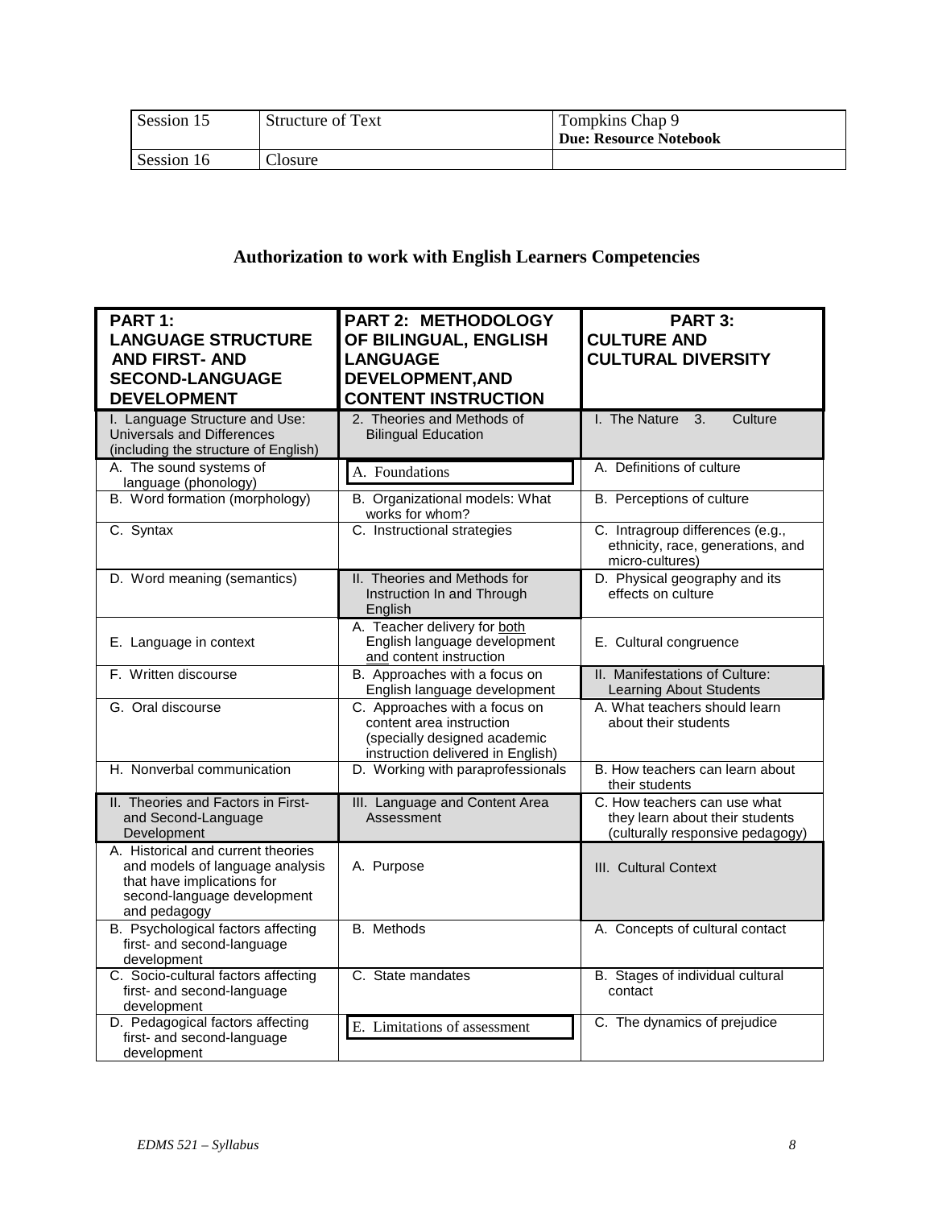| Session 15 | Structure of Text | Tompkins Chap 9<br>**Due: Resource Notebook** |
|---|---|---|
| Session 16 | Closure | |

## Authorization to work with English Learners Competencies

| **PART 1: LANGUAGE STRUCTURE AND FIRST- AND SECOND-LANGUAGE DEVELOPMENT** | **PART 2: METHODOLOGY OF BILINGUAL, ENGLISH LANGUAGE DEVELOPMENT, AND CONTENT INSTRUCTION** | **PART 3: CULTURE AND CULTURAL DIVERSITY** |
|---|---|---|
| I. Language Structure and Use: Universals and Differences (including the structure of English) | 2. Theories and Methods of Bilingual Education | I. The Nature 3. Culture |
| A. The sound systems of language (phonology) | A. Foundations | A. Definitions of culture |
| B. Word formation (morphology) | B. Organizational models: What works for whom? | B. Perceptions of culture |
| C. Syntax | C. Instructional strategies | C. Intragroup differences (e.g., ethnicity, race, generations, and micro-cultures) |
| D. Word meaning (semantics) | II. Theories and Methods for Instruction In and Through English | D. Physical geography and its effects on culture |
| E. Language in context | A. Teacher delivery for both English language development and content instruction | E. Cultural congruence |
| F. Written discourse | B. Approaches with a focus on English language development | II. Manifestations of Culture: Learning About Students |
| G. Oral discourse | C. Approaches with a focus on content area instruction (specially designed academic instruction delivered in English) | A. What teachers should learn about their students |
| H. Nonverbal communication | D. Working with paraprofessionals | B. How teachers can learn about their students |
| II. Theories and Factors in First- and Second-Language Development | III. Language and Content Area Assessment | C. How teachers can use what they learn about their students (culturally responsive pedagogy) |
| A. Historical and current theories and models of language analysis that have implications for second-language development and pedagogy | A. Purpose | III. Cultural Context |
| B. Psychological factors affecting first- and second-language development | B. Methods | A. Concepts of cultural contact |
| C. Socio-cultural factors affecting first- and second-language development | C. State mandates | B. Stages of individual cultural contact |
| D. Pedagogical factors affecting first- and second-language development | E. Limitations of assessment | C. The dynamics of prejudice |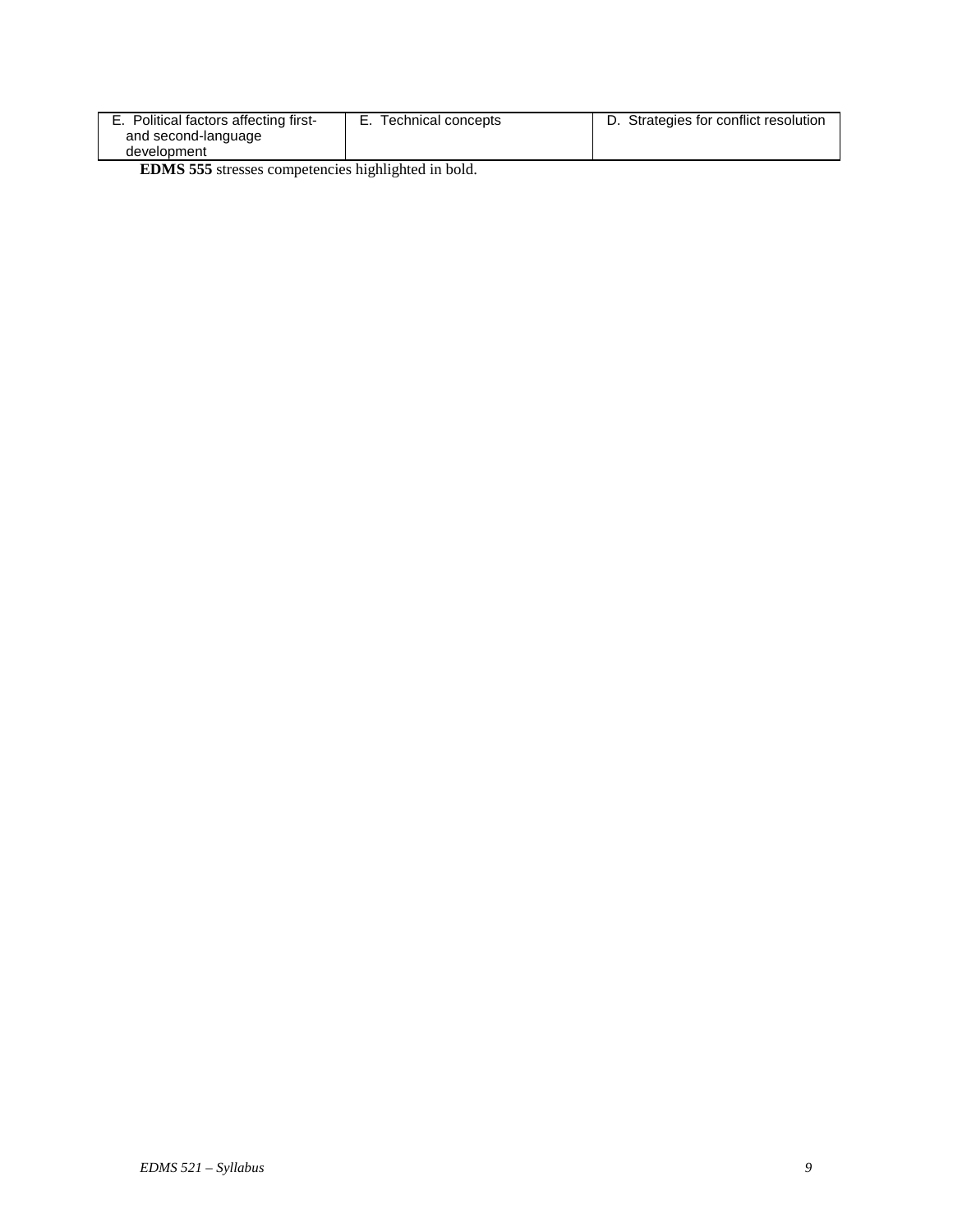| | | |
|---|---|---|
| E. Political factors affecting first- and second-language development | E. Technical concepts | D. Strategies for conflict resolution |

**EDMS 555** stresses competencies highlighted in bold.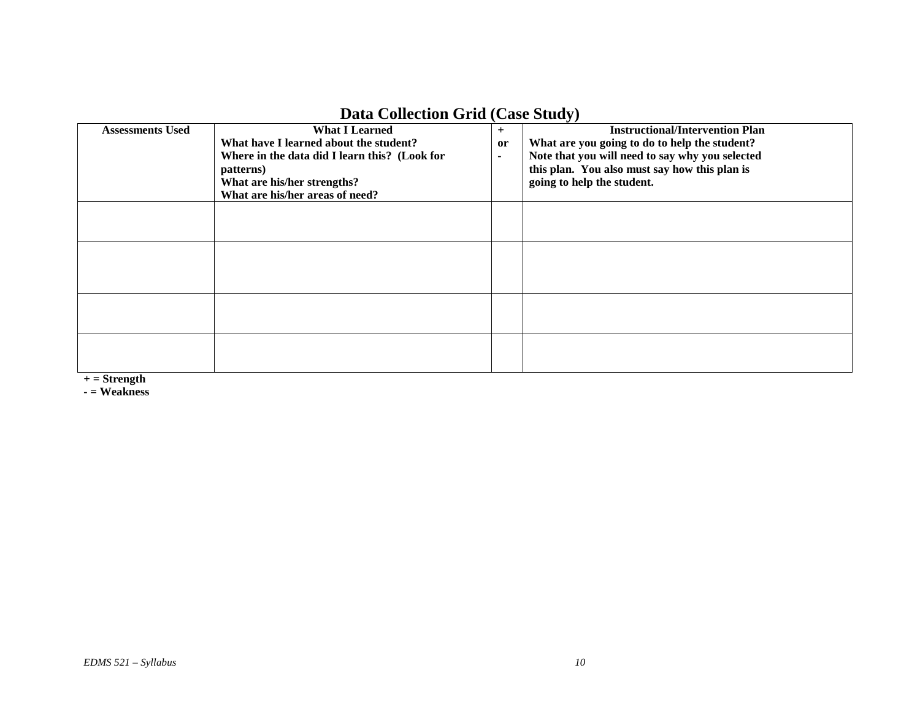## Data Collection Grid (Case Study)

| **Assessments Used** | **What I Learned**<br>**What have I learned about the student?**<br>**Where in the data did I learn this? (Look for patterns)**<br>**What are his/her strengths?**<br>**What are his/her areas of need?** | **+ or -** | **Instructional/Intervention Plan**<br>**What are you going to do to help the student?**<br>**Note that you will need to say why you selected this plan. You also must say how this plan is going to help the student.** |
|---|---|---|---|
| | | | |
| | | | |
| | | | |
| | | | |

**+ = Strength**

**- = Weakness**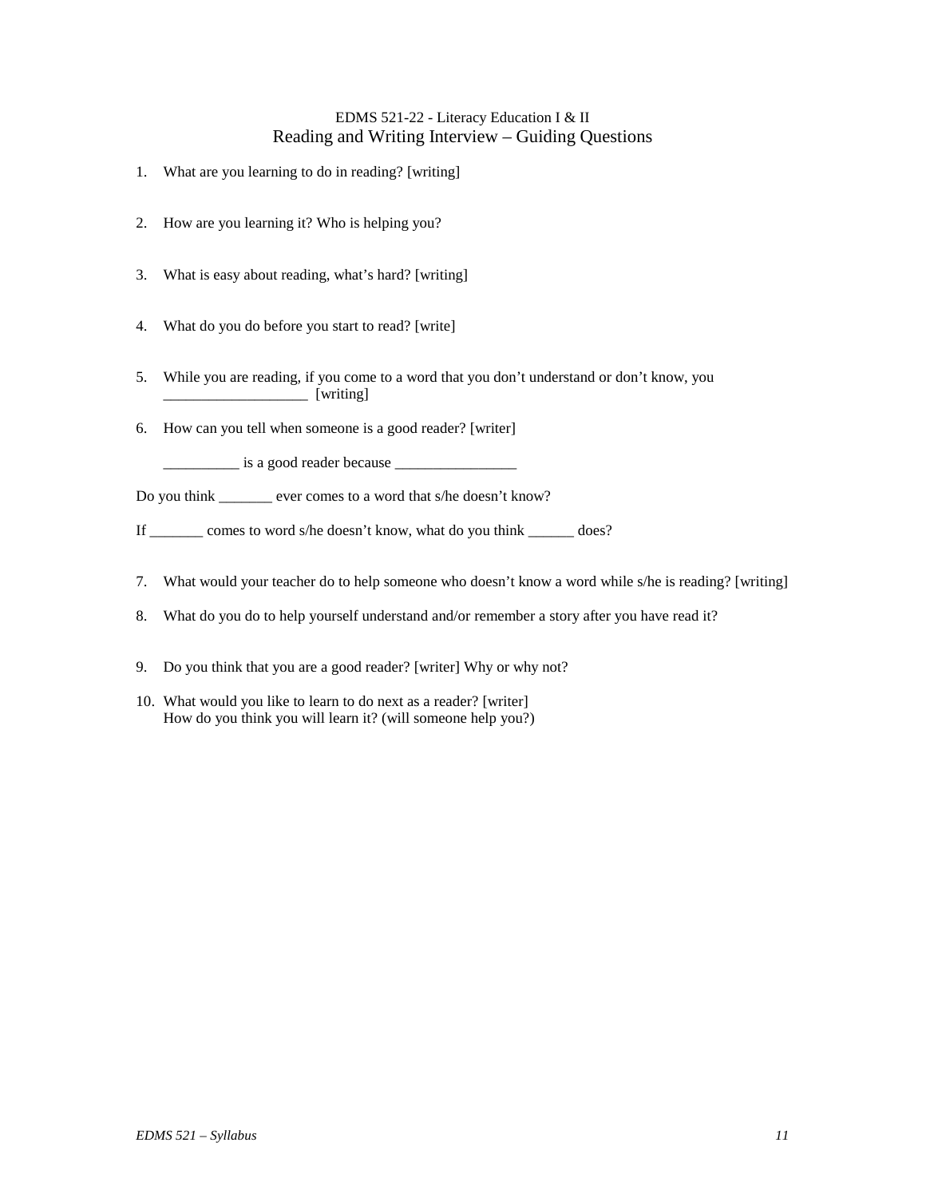EDMS 521-22 - Literacy Education I & II

# Reading and Writing Interview – Guiding Questions

1. What are you learning to do in reading? [writing]

2. How are you learning it? Who is helping you?

3. What is easy about reading, what's hard? [writing]

4. What do you do before you start to read? [write]

5. While you are reading, if you come to a word that you don't understand or don't know, you ___________________ [writing]

6. How can you tell when someone is a good reader? [writer]

   __________ is a good reader because ________________

Do you think _______ ever comes to a word that s/he doesn't know?

If _______ comes to word s/he doesn't know, what do you think ______ does?

7. What would your teacher do to help someone who doesn't know a word while s/he is reading? [writing]

8. What do you do to help yourself understand and/or remember a story after you have read it?

9. Do you think that you are a good reader? [writer] Why or why not?

10. What would you like to learn to do next as a reader? [writer]
    How do you think you will learn it? (will someone help you?)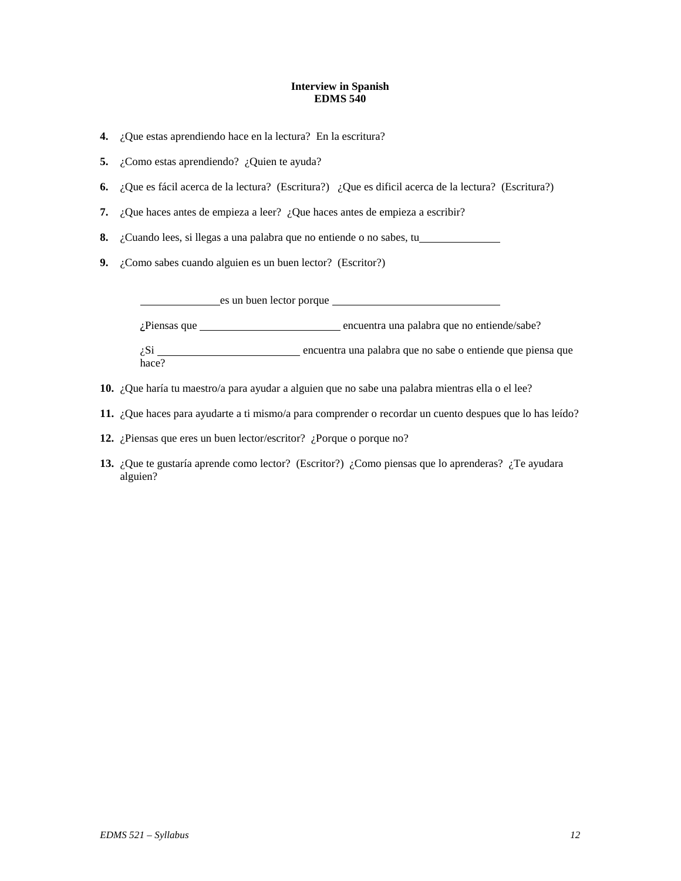**Interview in Spanish**
**EDMS 540**

4. ¿Que estas aprendiendo hace en la lectura? En la escritura?

5. ¿Como estas aprendiendo? ¿Quien te ayuda?

6. ¿Que es fácil acerca de la lectura? (Escritura?) ¿Que es dificil acerca de la lectura? (Escritura?)

7. ¿Que haces antes de empieza a leer? ¿Que haces antes de empieza a escribir?

8. ¿Cuando lees, si llegas a una palabra que no entiende o no sabes, tu______________

9. ¿Como sabes cuando alguien es un buen lector? (Escritor?)

   ______________es un buen lector porque ______________________________

   ¿Piensas que _________________________ encuentra una palabra que no entiende/sabe?

   ¿Si _________________________ encuentra una palabra que no sabe o entiende que piensa que hace?

10. ¿Que haría tu maestro/a para ayudar a alguien que no sabe una palabra mientras ella o el lee?

11. ¿Que haces para ayudarte a ti mismo/a para comprender o recordar un cuento despues que lo has leído?

12. ¿Piensas que eres un buen lector/escritor? ¿Porque o porque no?

13. ¿Que te gustaría aprende como lector? (Escritor?) ¿Como piensas que lo aprenderas? ¿Te ayudara alguien?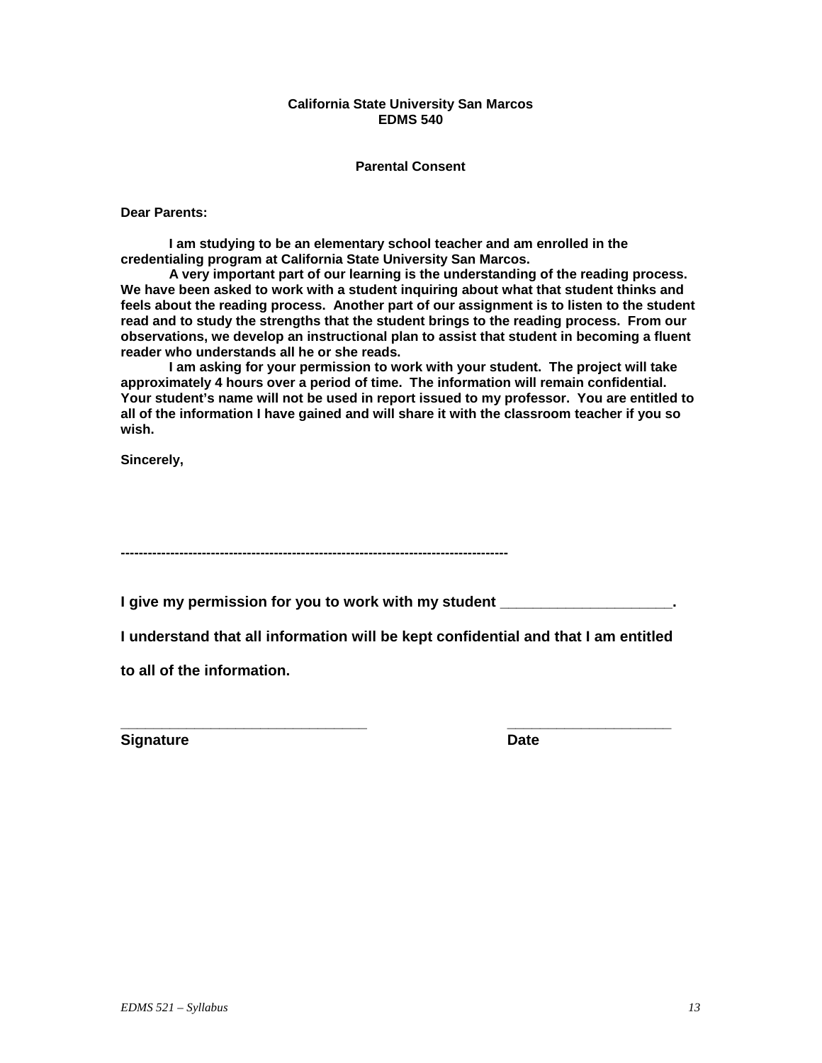**California State University San Marcos**
**EDMS 540**

**Parental Consent**

**Dear Parents:**

**I am studying to be an elementary school teacher and am enrolled in the credentialing program at California State University San Marcos.**

**A very important part of our learning is the understanding of the reading process. We have been asked to work with a student inquiring about what that student thinks and feels about the reading process. Another part of our assignment is to listen to the student read and to study the strengths that the student brings to the reading process. From our observations, we develop an instructional plan to assist that student in becoming a fluent reader who understands all he or she reads.**

**I am asking for your permission to work with your student. The project will take approximately 4 hours over a period of time. The information will remain confidential. Your student's name will not be used in report issued to my professor. You are entitled to all of the information I have gained and will share it with the classroom teacher if you so wish.**

**Sincerely,**

**------------------------------------------------------------------------------------**

**I give my permission for you to work with my student \_\_\_\_\_\_\_\_\_\_\_\_\_\_\_\_\_\_\_\_\_\_.**

**I understand that all information will be kept confidential and that I am entitled to all of the information.**

\_\_\_\_\_\_\_\_\_\_\_\_\_\_\_\_\_\_\_\_\_\_\_\_\_\_\_\_\_\_\_\_ \_\_\_\_\_\_\_\_\_\_\_\_\_\_\_\_\_\_\_\_\_\_

**Signature** **Date**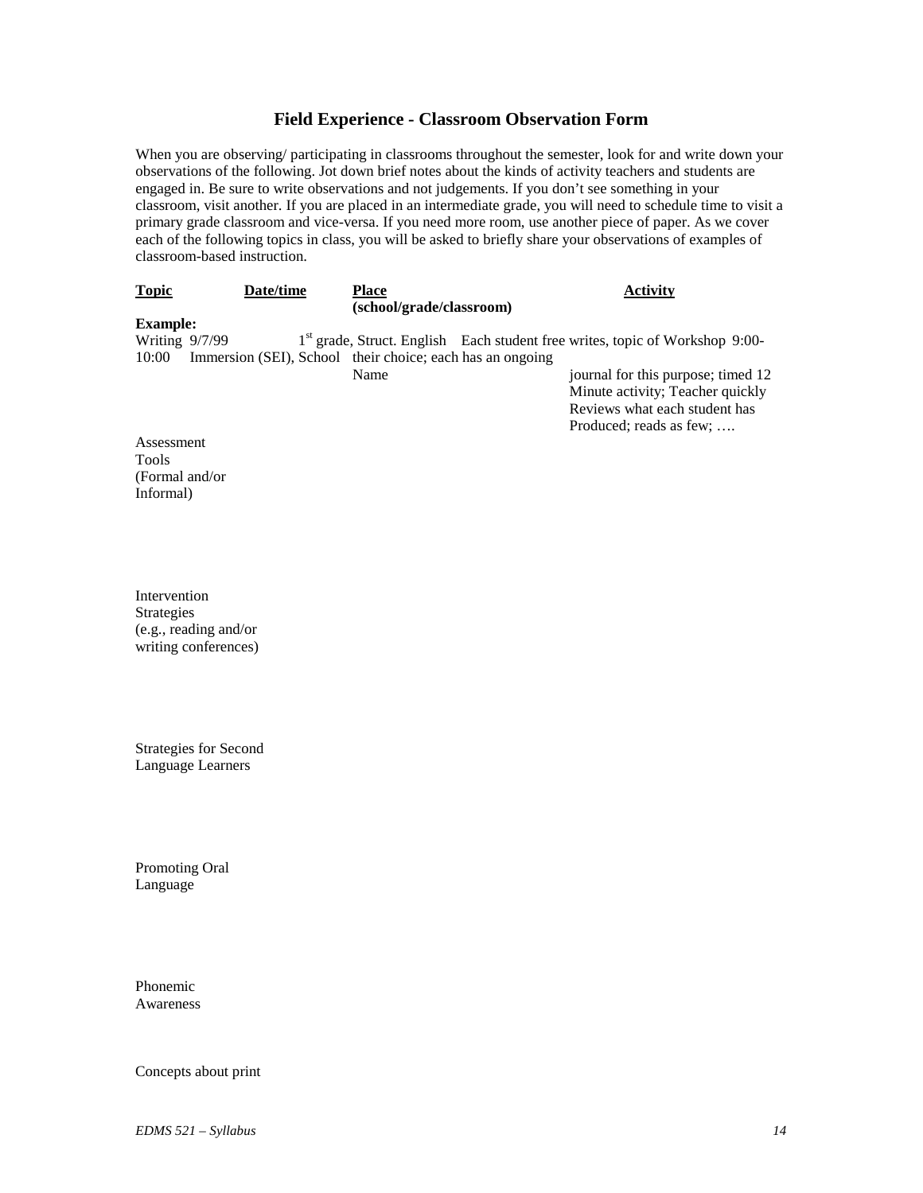# Field Experience - Classroom Observation Form

When you are observing/ participating in classrooms throughout the semester, look for and write down your observations of the following. Jot down brief notes about the kinds of activity teachers and students are engaged in. Be sure to write observations and not judgements. If you don't see something in your classroom, visit another. If you are placed in an intermediate grade, you will need to schedule time to visit a primary grade classroom and vice-versa. If you need more room, use another piece of paper. As we cover each of the following topics in class, you will be asked to briefly share your observations of examples of classroom-based instruction.

| Topic | Date/time | Place (school/grade/classroom) | Activity |
|---|---|---|---|
| **Example:** Writing Workshop | 9/7/99 9:00-10:00 | 1st grade, Struct. English Immersion (SEI), School Name | Each student free writes, topic of their choice; each has an ongoing journal for this purpose; timed 12 Minute activity; Teacher quickly Reviews what each student has Produced; reads as few; …. |
| Assessment Tools (Formal and/or Informal) | | | |
| Intervention Strategies (e.g., reading and/or writing conferences) | | | |
| Strategies for Second Language Learners | | | |
| Promoting Oral Language | | | |
| Phonemic Awareness | | | |
| Concepts about print | | | |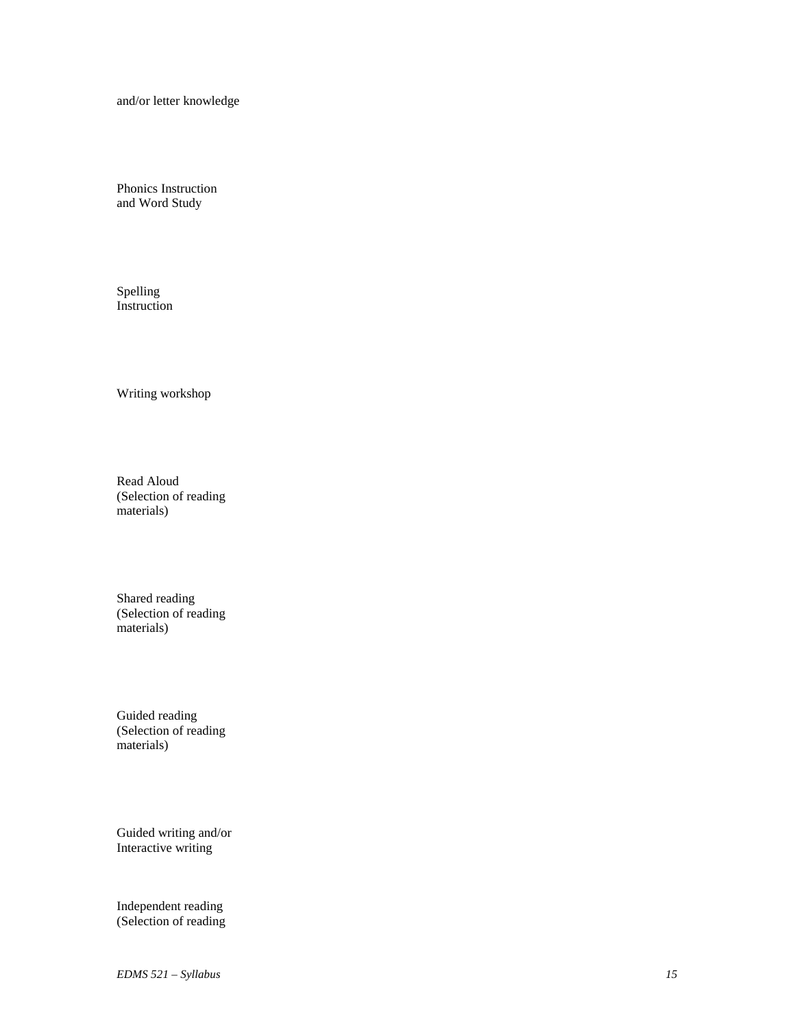and/or letter knowledge

Phonics Instruction
and Word Study

Spelling
Instruction

Writing workshop

Read Aloud
(Selection of reading
materials)

Shared reading
(Selection of reading
materials)

Guided reading
(Selection of reading
materials)

Guided writing and/or
Interactive writing

Independent reading
(Selection of reading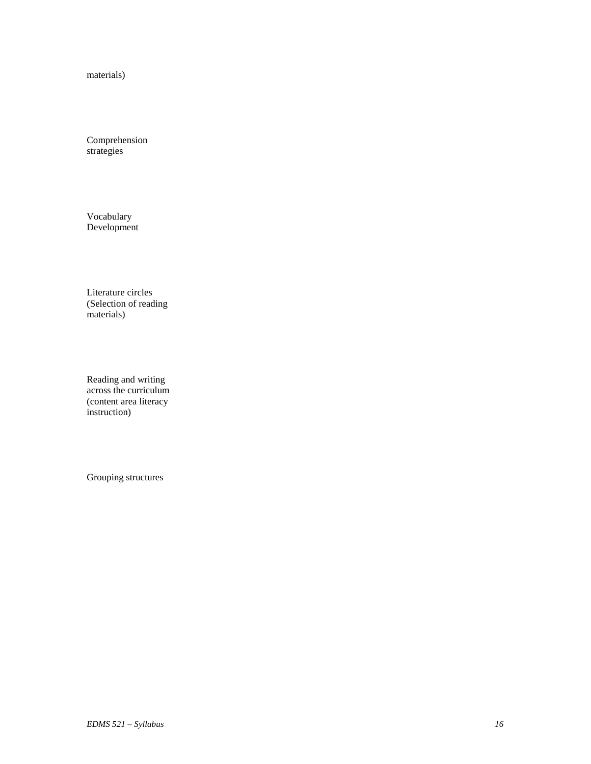materials)

Comprehension strategies

Vocabulary Development

Literature circles (Selection of reading materials)

Reading and writing across the curriculum (content area literacy instruction)

Grouping structures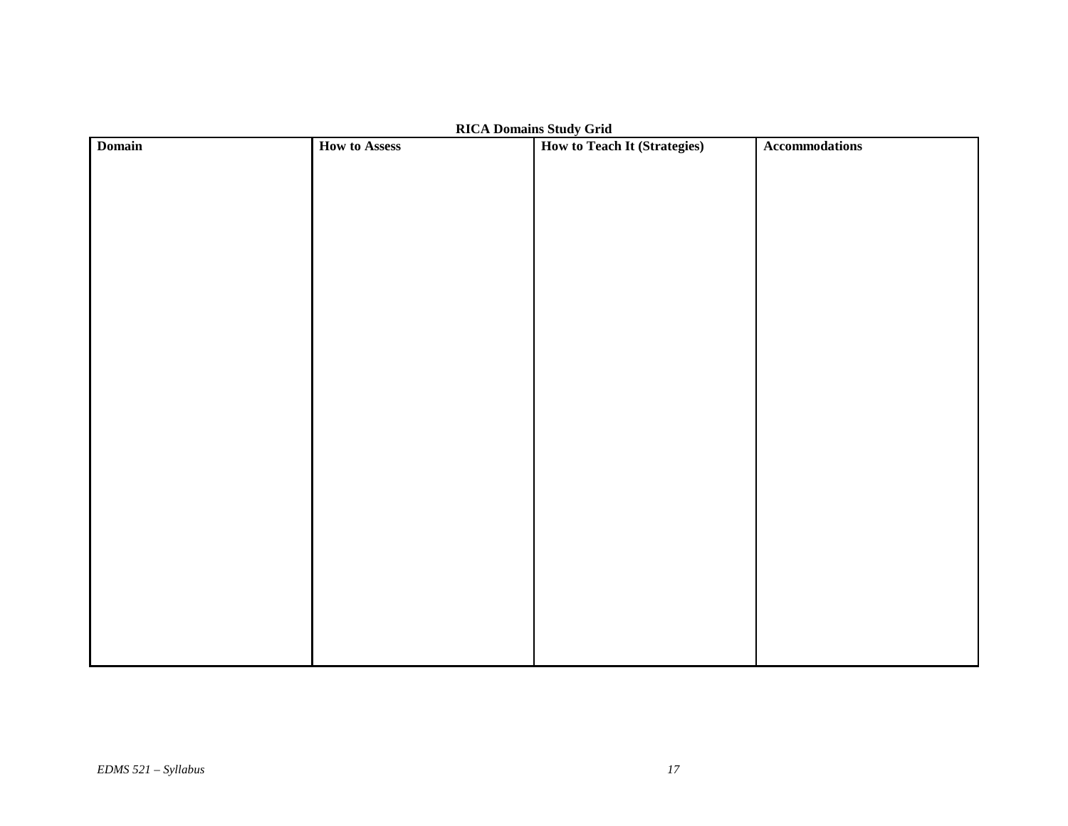**RICA Domains Study Grid**

| Domain | How to Assess | How to Teach It (Strategies) | Accommodations |
|---|---|---|---|
| | | | |